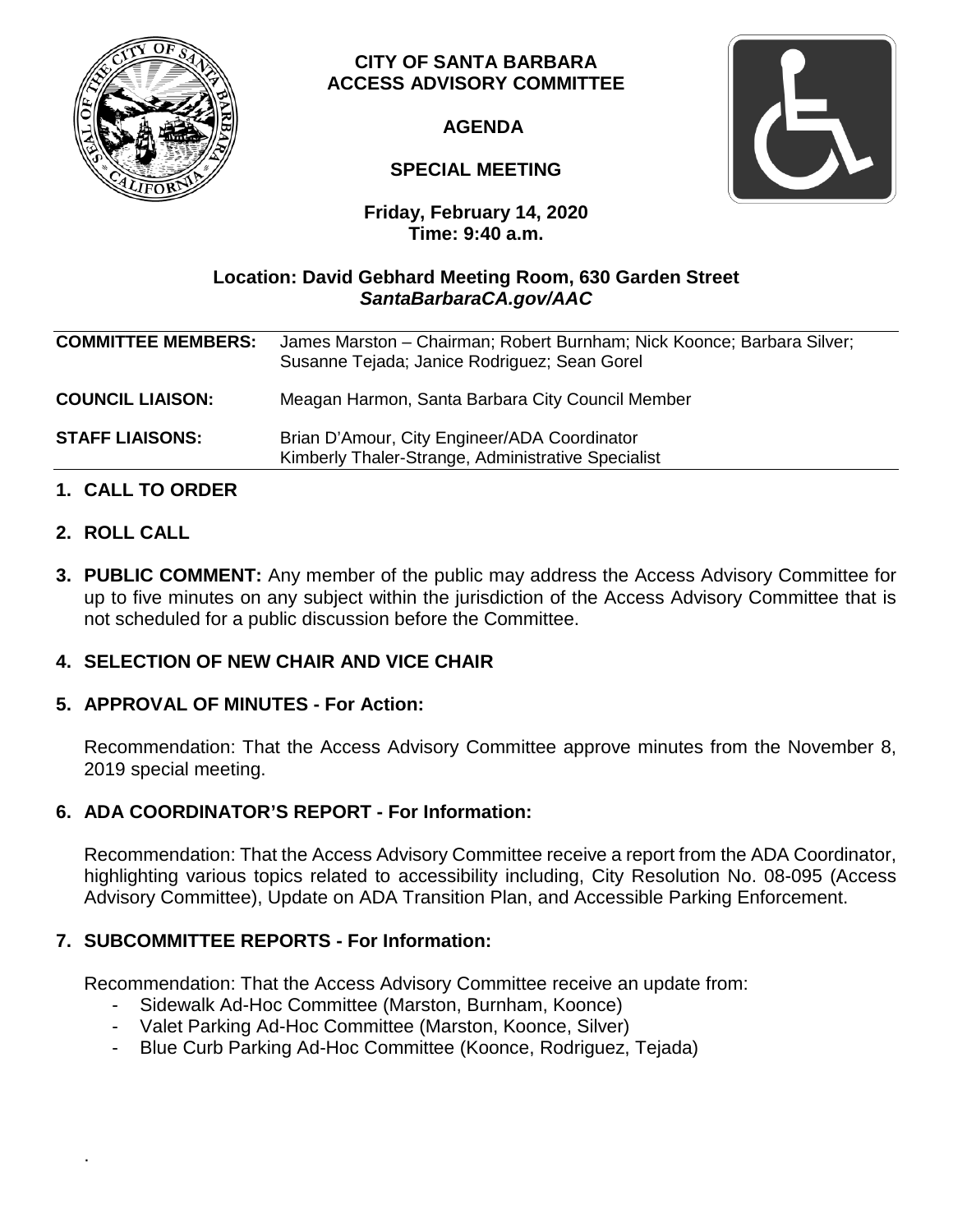# CITY OF SANTA BARBARA ACCESS ADVISORY COMMITTEE

## AGENDA

## SPECIAL MEETING

**Friday, February 14, 2020**
**Time: 9:40 a.m.**

**Location: David Gebhard Meeting Room, 630 Garden Street**
***SantaBarbaraCA.gov/AAC***

| | |
|---|---|
| **COMMITTEE MEMBERS:** | James Marston – Chairman; Robert Burnham; Nick Koonce; Barbara Silver; Susanne Tejada; Janice Rodriguez; Sean Gorel |
| **COUNCIL LIAISON:** | Meagan Harmon, Santa Barbara City Council Member |
| **STAFF LIAISONS:** | Brian D'Amour, City Engineer/ADA Coordinator<br>Kimberly Thaler-Strange, Administrative Specialist |

**1. CALL TO ORDER**

**2. ROLL CALL**

**3. PUBLIC COMMENT:** Any member of the public may address the Access Advisory Committee for up to five minutes on any subject within the jurisdiction of the Access Advisory Committee that is not scheduled for a public discussion before the Committee.

**4. SELECTION OF NEW CHAIR AND VICE CHAIR**

**5. APPROVAL OF MINUTES - For Action:**

Recommendation: That the Access Advisory Committee approve minutes from the November 8, 2019 special meeting.

**6. ADA COORDINATOR'S REPORT - For Information:**

Recommendation: That the Access Advisory Committee receive a report from the ADA Coordinator, highlighting various topics related to accessibility including, City Resolution No. 08-095 (Access Advisory Committee), Update on ADA Transition Plan, and Accessible Parking Enforcement.

**7. SUBCOMMITTEE REPORTS - For Information:**

Recommendation: That the Access Advisory Committee receive an update from:

- Sidewalk Ad-Hoc Committee (Marston, Burnham, Koonce)
- Valet Parking Ad-Hoc Committee (Marston, Koonce, Silver)
- Blue Curb Parking Ad-Hoc Committee (Koonce, Rodriguez, Tejada)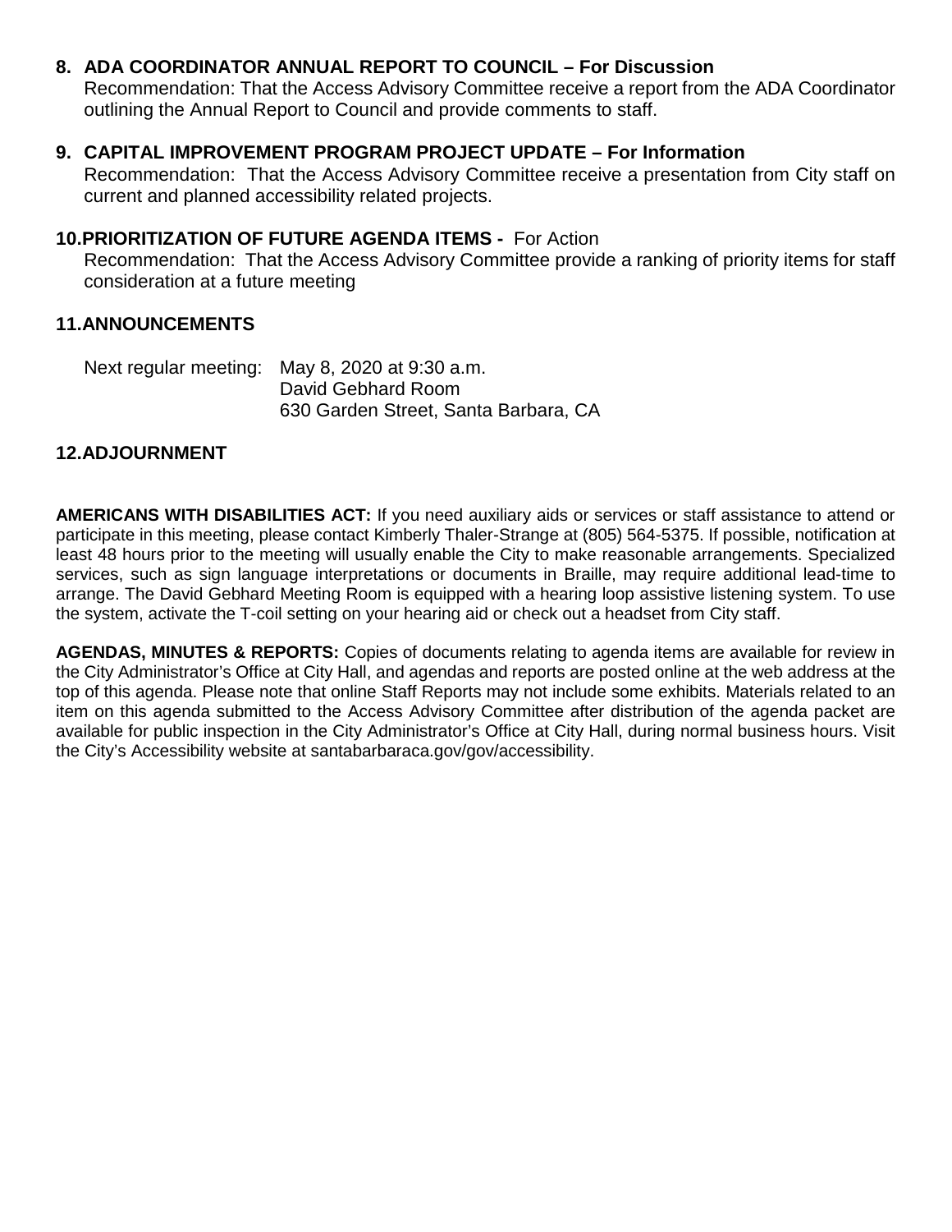**8. ADA COORDINATOR ANNUAL REPORT TO COUNCIL – For Discussion**

Recommendation: That the Access Advisory Committee receive a report from the ADA Coordinator outlining the Annual Report to Council and provide comments to staff.

**9. CAPITAL IMPROVEMENT PROGRAM PROJECT UPDATE – For Information**

Recommendation: That the Access Advisory Committee receive a presentation from City staff on current and planned accessibility related projects.

**10. PRIORITIZATION OF FUTURE AGENDA ITEMS -** For Action

Recommendation: That the Access Advisory Committee provide a ranking of priority items for staff consideration at a future meeting

**11. ANNOUNCEMENTS**

Next regular meeting: May 8, 2020 at 9:30 a.m.
David Gebhard Room
630 Garden Street, Santa Barbara, CA

**12. ADJOURNMENT**

**AMERICANS WITH DISABILITIES ACT:** If you need auxiliary aids or services or staff assistance to attend or participate in this meeting, please contact Kimberly Thaler-Strange at (805) 564-5375. If possible, notification at least 48 hours prior to the meeting will usually enable the City to make reasonable arrangements. Specialized services, such as sign language interpretations or documents in Braille, may require additional lead-time to arrange. The David Gebhard Meeting Room is equipped with a hearing loop assistive listening system. To use the system, activate the T-coil setting on your hearing aid or check out a headset from City staff.

**AGENDAS, MINUTES & REPORTS:** Copies of documents relating to agenda items are available for review in the City Administrator's Office at City Hall, and agendas and reports are posted online at the web address at the top of this agenda. Please note that online Staff Reports may not include some exhibits. Materials related to an item on this agenda submitted to the Access Advisory Committee after distribution of the agenda packet are available for public inspection in the City Administrator's Office at City Hall, during normal business hours. Visit the City's Accessibility website at santabarbaraca.gov/gov/accessibility.